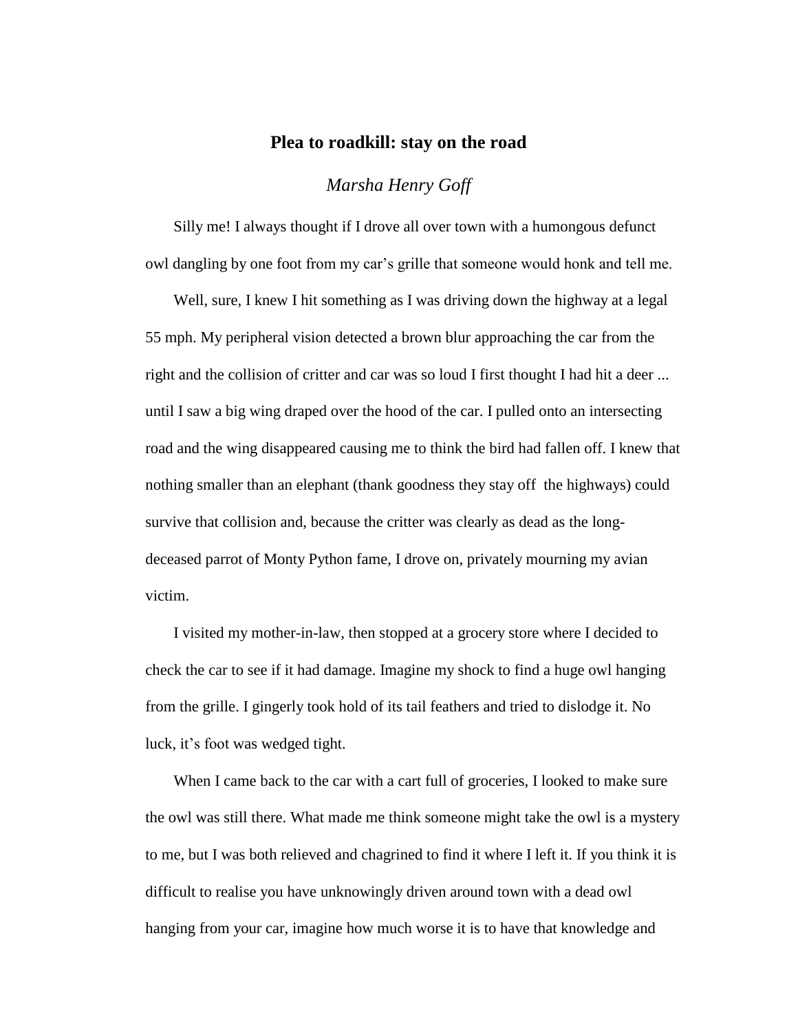# Plea to roadkill: stay on the road

*Marsha Henry Goff*

Silly me! I always thought if I drove all over town with a humongous defunct owl dangling by one foot from my car's grille that someone would honk and tell me.

Well, sure, I knew I hit something as I was driving down the highway at a legal 55 mph. My peripheral vision detected a brown blur approaching the car from the right and the collision of critter and car was so loud I first thought I had hit a deer ... until I saw a big wing draped over the hood of the car. I pulled onto an intersecting road and the wing disappeared causing me to think the bird had fallen off. I knew that nothing smaller than an elephant (thank goodness they stay off the highways) could survive that collision and, because the critter was clearly as dead as the long-deceased parrot of Monty Python fame, I drove on, privately mourning my avian victim.

I visited my mother-in-law, then stopped at a grocery store where I decided to check the car to see if it had damage. Imagine my shock to find a huge owl hanging from the grille. I gingerly took hold of its tail feathers and tried to dislodge it. No luck, it's foot was wedged tight.

When I came back to the car with a cart full of groceries, I looked to make sure the owl was still there. What made me think someone might take the owl is a mystery to me, but I was both relieved and chagrined to find it where I left it. If you think it is difficult to realise you have unknowingly driven around town with a dead owl hanging from your car, imagine how much worse it is to have that knowledge and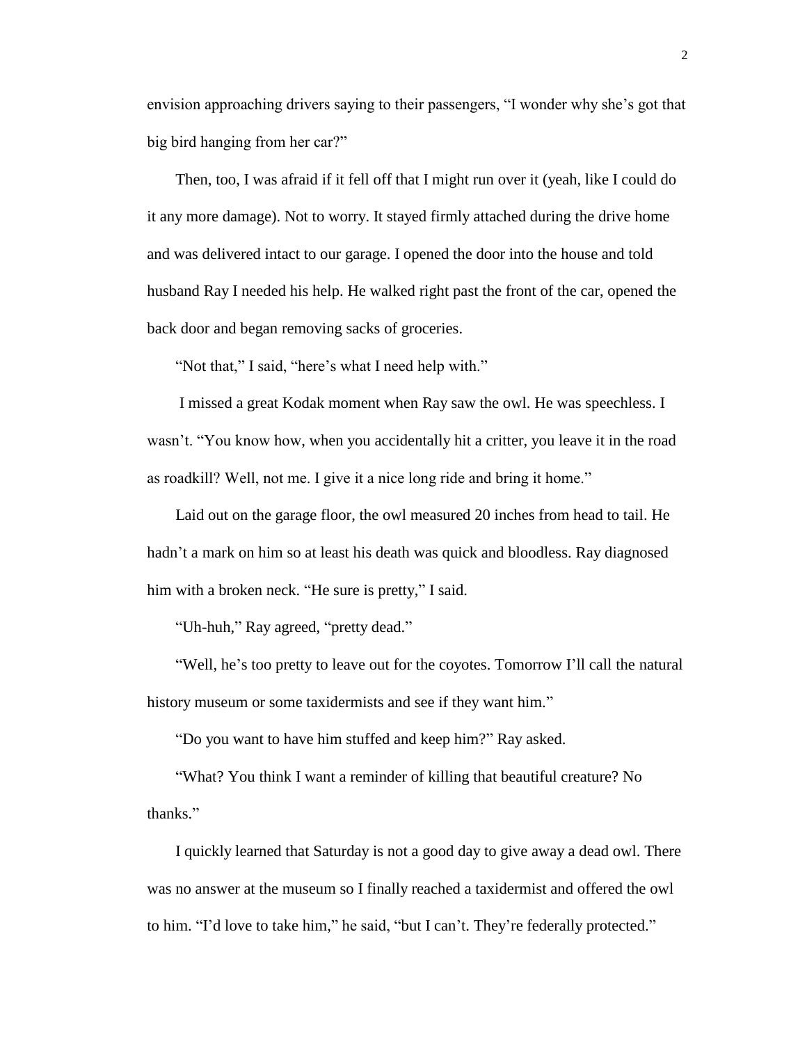envision approaching drivers saying to their passengers, "I wonder why she's got that big bird hanging from her car?"

Then, too, I was afraid if it fell off that I might run over it (yeah, like I could do it any more damage). Not to worry. It stayed firmly attached during the drive home and was delivered intact to our garage. I opened the door into the house and told husband Ray I needed his help. He walked right past the front of the car, opened the back door and began removing sacks of groceries.

"Not that," I said, "here's what I need help with."

I missed a great Kodak moment when Ray saw the owl. He was speechless. I wasn't. "You know how, when you accidentally hit a critter, you leave it in the road as roadkill? Well, not me. I give it a nice long ride and bring it home."

Laid out on the garage floor, the owl measured 20 inches from head to tail. He hadn't a mark on him so at least his death was quick and bloodless. Ray diagnosed him with a broken neck. "He sure is pretty," I said.

"Uh-huh," Ray agreed, "pretty dead."

"Well, he's too pretty to leave out for the coyotes. Tomorrow I'll call the natural history museum or some taxidermists and see if they want him."

"Do you want to have him stuffed and keep him?" Ray asked.

"What? You think I want a reminder of killing that beautiful creature? No thanks."

I quickly learned that Saturday is not a good day to give away a dead owl. There was no answer at the museum so I finally reached a taxidermist and offered the owl to him. "I'd love to take him," he said, "but I can't. They're federally protected."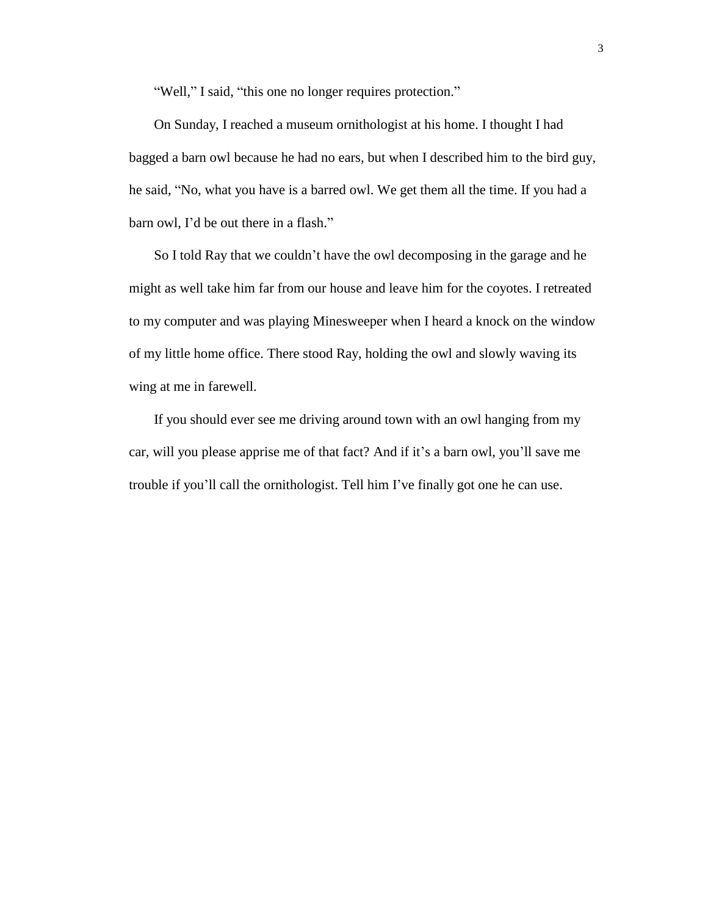"Well," I said, "this one no longer requires protection."

On Sunday, I reached a museum ornithologist at his home. I thought I had bagged a barn owl because he had no ears, but when I described him to the bird guy, he said, "No, what you have is a barred owl. We get them all the time. If you had a barn owl, I'd be out there in a flash."

So I told Ray that we couldn't have the owl decomposing in the garage and he might as well take him far from our house and leave him for the coyotes. I retreated to my computer and was playing Minesweeper when I heard a knock on the window of my little home office. There stood Ray, holding the owl and slowly waving its wing at me in farewell.

If you should ever see me driving around town with an owl hanging from my car, will you please apprise me of that fact? And if it's a barn owl, you'll save me trouble if you'll call the ornithologist. Tell him I've finally got one he can use.